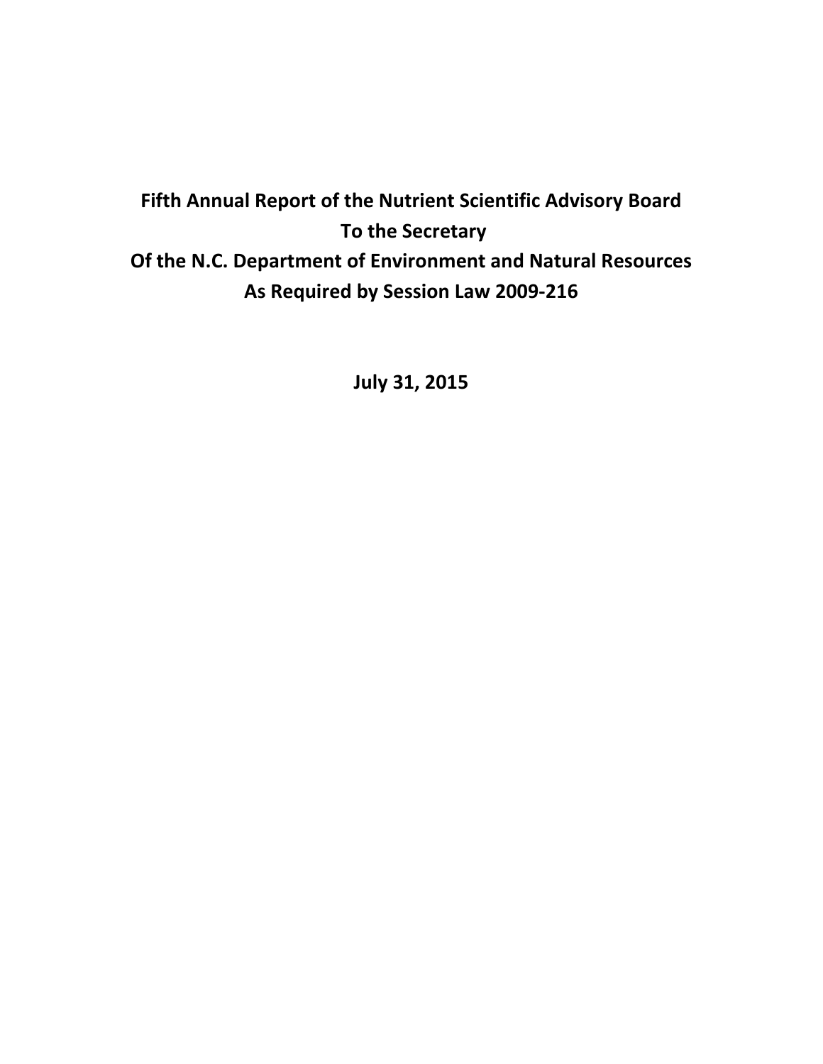# Fifth Annual Report of the Nutrient Scientific Advisory Board
# To the Secretary
# Of the N.C. Department of Environment and Natural Resources
# As Required by Session Law 2009-216

**July 31, 2015**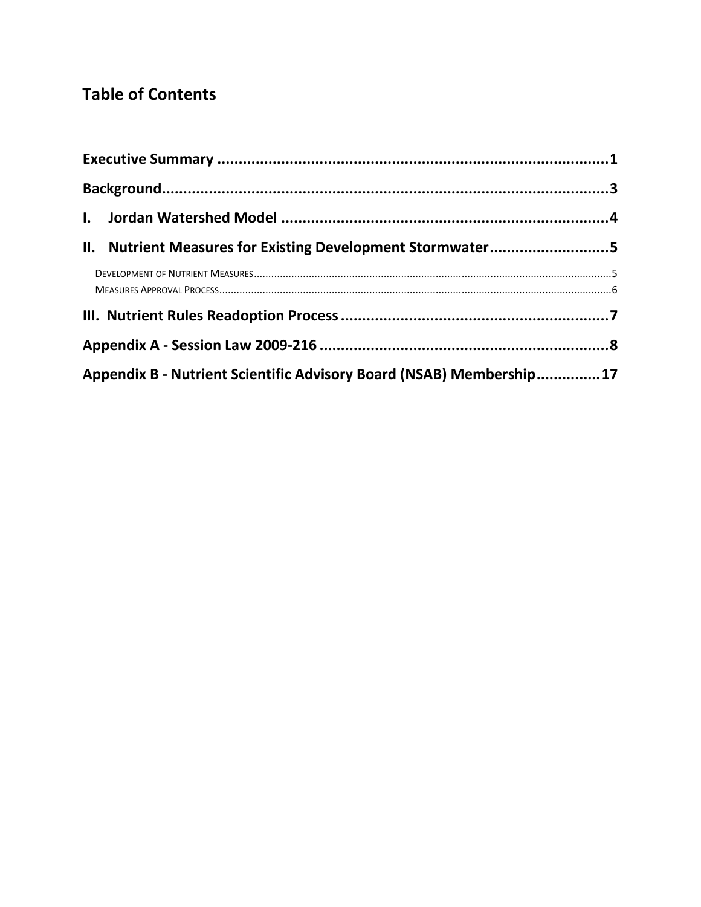## Table of Contents

Executive Summary ........................................................................................1

Background.......................................................................................................3

I. Jordan Watershed Model .............................................................................4

II. Nutrient Measures for Existing Development Stormwater ...........................5

- Development of Nutrient Measures ..........................................................................................................5
- Measures Approval Process.......................................................................................................................6

III. Nutrient Rules Readoption Process ..............................................................7

Appendix A - Session Law 2009-216 ....................................................................8

Appendix B - Nutrient Scientific Advisory Board (NSAB) Membership..............17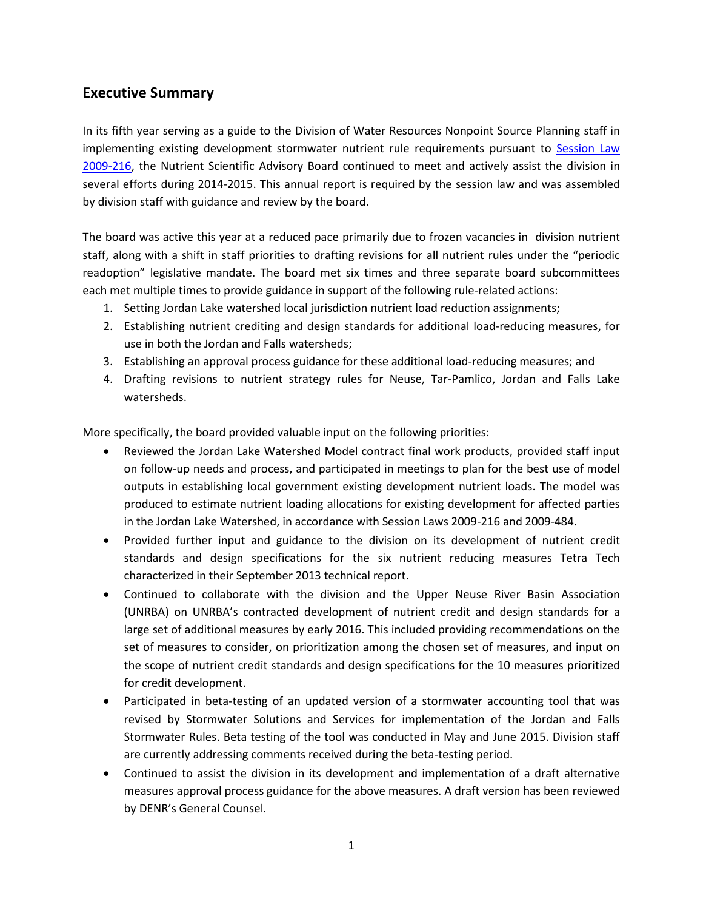## Executive Summary

In its fifth year serving as a guide to the Division of Water Resources Nonpoint Source Planning staff in implementing existing development stormwater nutrient rule requirements pursuant to Session Law 2009-216, the Nutrient Scientific Advisory Board continued to meet and actively assist the division in several efforts during 2014-2015. This annual report is required by the session law and was assembled by division staff with guidance and review by the board.

The board was active this year at a reduced pace primarily due to frozen vacancies in division nutrient staff, along with a shift in staff priorities to drafting revisions for all nutrient rules under the "periodic readoption" legislative mandate. The board met six times and three separate board subcommittees each met multiple times to provide guidance in support of the following rule-related actions:

1. Setting Jordan Lake watershed local jurisdiction nutrient load reduction assignments;
2. Establishing nutrient crediting and design standards for additional load-reducing measures, for use in both the Jordan and Falls watersheds;
3. Establishing an approval process guidance for these additional load-reducing measures; and
4. Drafting revisions to nutrient strategy rules for Neuse, Tar-Pamlico, Jordan and Falls Lake watersheds.

More specifically, the board provided valuable input on the following priorities:

- Reviewed the Jordan Lake Watershed Model contract final work products, provided staff input on follow-up needs and process, and participated in meetings to plan for the best use of model outputs in establishing local government existing development nutrient loads. The model was produced to estimate nutrient loading allocations for existing development for affected parties in the Jordan Lake Watershed, in accordance with Session Laws 2009-216 and 2009-484.
- Provided further input and guidance to the division on its development of nutrient credit standards and design specifications for the six nutrient reducing measures Tetra Tech characterized in their September 2013 technical report.
- Continued to collaborate with the division and the Upper Neuse River Basin Association (UNRBA) on UNRBA's contracted development of nutrient credit and design standards for a large set of additional measures by early 2016. This included providing recommendations on the set of measures to consider, on prioritization among the chosen set of measures, and input on the scope of nutrient credit standards and design specifications for the 10 measures prioritized for credit development.
- Participated in beta-testing of an updated version of a stormwater accounting tool that was revised by Stormwater Solutions and Services for implementation of the Jordan and Falls Stormwater Rules. Beta testing of the tool was conducted in May and June 2015. Division staff are currently addressing comments received during the beta-testing period.
- Continued to assist the division in its development and implementation of a draft alternative measures approval process guidance for the above measures. A draft version has been reviewed by DENR's General Counsel.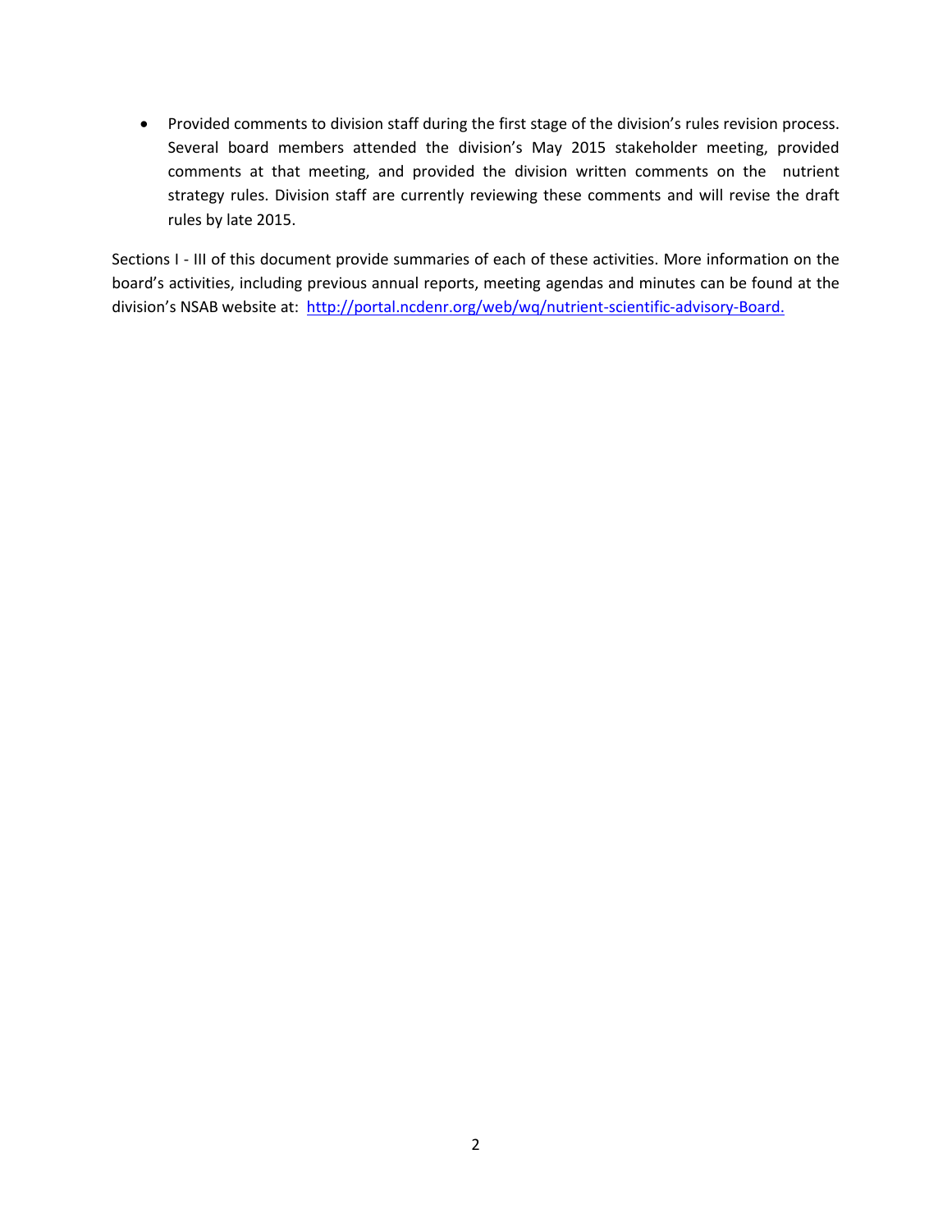- Provided comments to division staff during the first stage of the division's rules revision process. Several board members attended the division's May 2015 stakeholder meeting, provided comments at that meeting, and provided the division written comments on the nutrient strategy rules. Division staff are currently reviewing these comments and will revise the draft rules by late 2015.

Sections I - III of this document provide summaries of each of these activities. More information on the board's activities, including previous annual reports, meeting agendas and minutes can be found at the division's NSAB website at: [http://portal.ncdenr.org/web/wq/nutrient-scientific-advisory-Board.](http://portal.ncdenr.org/web/wq/nutrient-scientific-advisory-Board)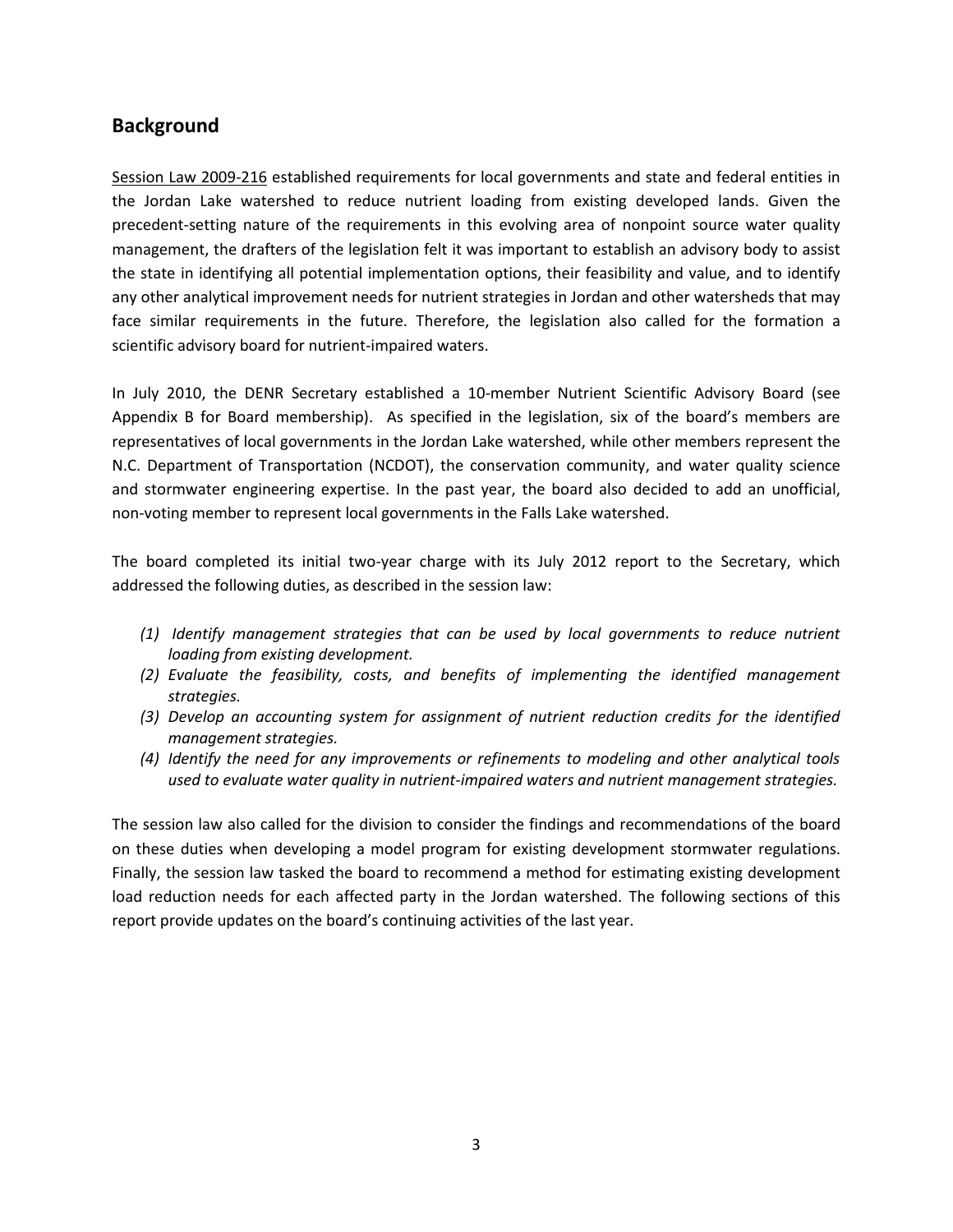## Background

Session Law 2009-216 established requirements for local governments and state and federal entities in the Jordan Lake watershed to reduce nutrient loading from existing developed lands. Given the precedent-setting nature of the requirements in this evolving area of nonpoint source water quality management, the drafters of the legislation felt it was important to establish an advisory body to assist the state in identifying all potential implementation options, their feasibility and value, and to identify any other analytical improvement needs for nutrient strategies in Jordan and other watersheds that may face similar requirements in the future. Therefore, the legislation also called for the formation a scientific advisory board for nutrient-impaired waters.

In July 2010, the DENR Secretary established a 10-member Nutrient Scientific Advisory Board (see Appendix B for Board membership). As specified in the legislation, six of the board's members are representatives of local governments in the Jordan Lake watershed, while other members represent the N.C. Department of Transportation (NCDOT), the conservation community, and water quality science and stormwater engineering expertise. In the past year, the board also decided to add an unofficial, non-voting member to represent local governments in the Falls Lake watershed.

The board completed its initial two-year charge with its July 2012 report to the Secretary, which addressed the following duties, as described in the session law:

*(1) Identify management strategies that can be used by local governments to reduce nutrient loading from existing development.*
*(2) Evaluate the feasibility, costs, and benefits of implementing the identified management strategies.*
*(3) Develop an accounting system for assignment of nutrient reduction credits for the identified management strategies.*
*(4) Identify the need for any improvements or refinements to modeling and other analytical tools used to evaluate water quality in nutrient-impaired waters and nutrient management strategies.*

The session law also called for the division to consider the findings and recommendations of the board on these duties when developing a model program for existing development stormwater regulations. Finally, the session law tasked the board to recommend a method for estimating existing development load reduction needs for each affected party in the Jordan watershed. The following sections of this report provide updates on the board's continuing activities of the last year.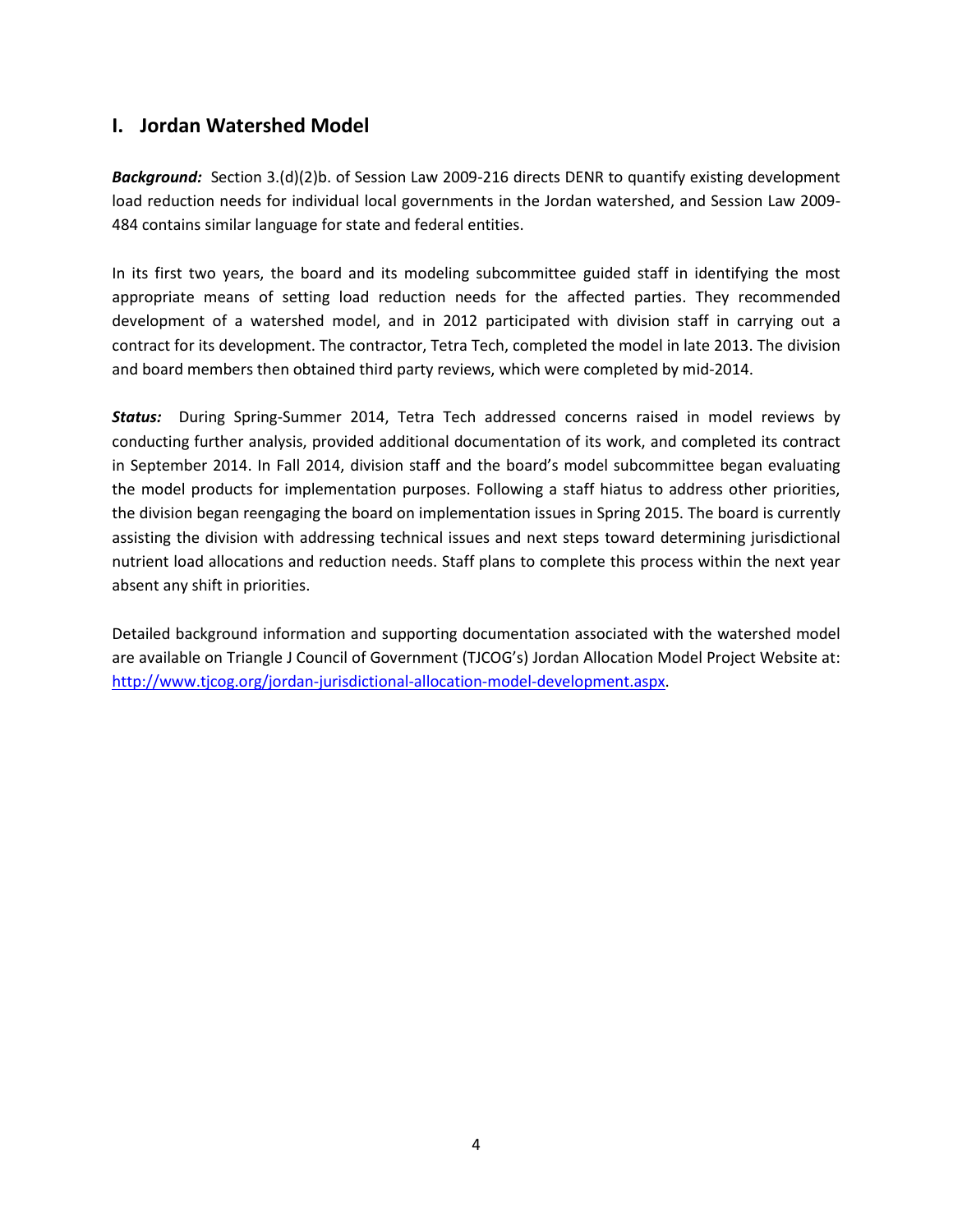## I. Jordan Watershed Model

***Background:*** Section 3.(d)(2)b. of Session Law 2009-216 directs DENR to quantify existing development load reduction needs for individual local governments in the Jordan watershed, and Session Law 2009-484 contains similar language for state and federal entities.

In its first two years, the board and its modeling subcommittee guided staff in identifying the most appropriate means of setting load reduction needs for the affected parties. They recommended development of a watershed model, and in 2012 participated with division staff in carrying out a contract for its development. The contractor, Tetra Tech, completed the model in late 2013. The division and board members then obtained third party reviews, which were completed by mid-2014.

***Status:*** During Spring-Summer 2014, Tetra Tech addressed concerns raised in model reviews by conducting further analysis, provided additional documentation of its work, and completed its contract in September 2014. In Fall 2014, division staff and the board's model subcommittee began evaluating the model products for implementation purposes. Following a staff hiatus to address other priorities, the division began reengaging the board on implementation issues in Spring 2015. The board is currently assisting the division with addressing technical issues and next steps toward determining jurisdictional nutrient load allocations and reduction needs. Staff plans to complete this process within the next year absent any shift in priorities.

Detailed background information and supporting documentation associated with the watershed model are available on Triangle J Council of Government (TJCOG's) Jordan Allocation Model Project Website at: [http://www.tjcog.org/jordan-jurisdictional-allocation-model-development.aspx](http://www.tjcog.org/jordan-jurisdictional-allocation-model-development.aspx).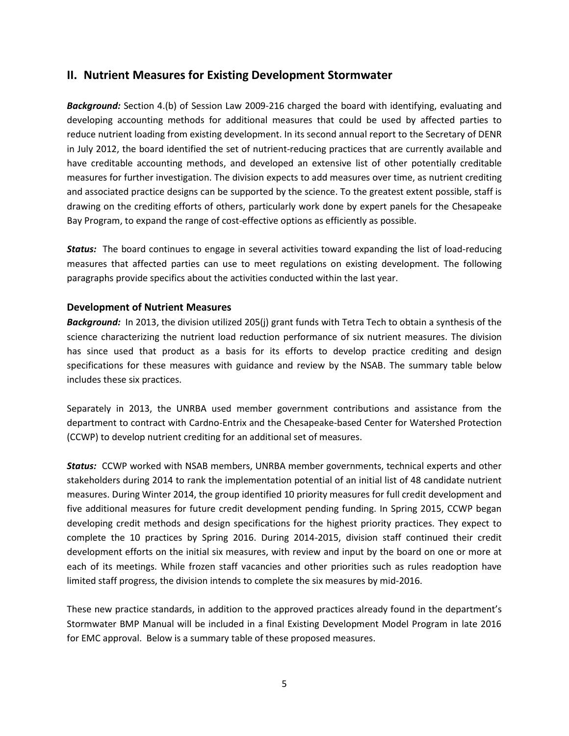## II. Nutrient Measures for Existing Development Stormwater

***Background:*** Section 4.(b) of Session Law 2009-216 charged the board with identifying, evaluating and developing accounting methods for additional measures that could be used by affected parties to reduce nutrient loading from existing development. In its second annual report to the Secretary of DENR in July 2012, the board identified the set of nutrient-reducing practices that are currently available and have creditable accounting methods, and developed an extensive list of other potentially creditable measures for further investigation. The division expects to add measures over time, as nutrient crediting and associated practice designs can be supported by the science. To the greatest extent possible, staff is drawing on the crediting efforts of others, particularly work done by expert panels for the Chesapeake Bay Program, to expand the range of cost-effective options as efficiently as possible.

***Status:*** The board continues to engage in several activities toward expanding the list of load-reducing measures that affected parties can use to meet regulations on existing development. The following paragraphs provide specifics about the activities conducted within the last year.

### Development of Nutrient Measures

***Background:*** In 2013, the division utilized 205(j) grant funds with Tetra Tech to obtain a synthesis of the science characterizing the nutrient load reduction performance of six nutrient measures. The division has since used that product as a basis for its efforts to develop practice crediting and design specifications for these measures with guidance and review by the NSAB. The summary table below includes these six practices.

Separately in 2013, the UNRBA used member government contributions and assistance from the department to contract with Cardno-Entrix and the Chesapeake-based Center for Watershed Protection (CCWP) to develop nutrient crediting for an additional set of measures.

***Status:*** CCWP worked with NSAB members, UNRBA member governments, technical experts and other stakeholders during 2014 to rank the implementation potential of an initial list of 48 candidate nutrient measures. During Winter 2014, the group identified 10 priority measures for full credit development and five additional measures for future credit development pending funding. In Spring 2015, CCWP began developing credit methods and design specifications for the highest priority practices. They expect to complete the 10 practices by Spring 2016. During 2014-2015, division staff continued their credit development efforts on the initial six measures, with review and input by the board on one or more at each of its meetings. While frozen staff vacancies and other priorities such as rules readoption have limited staff progress, the division intends to complete the six measures by mid-2016.

These new practice standards, in addition to the approved practices already found in the department's Stormwater BMP Manual will be included in a final Existing Development Model Program in late 2016 for EMC approval. Below is a summary table of these proposed measures.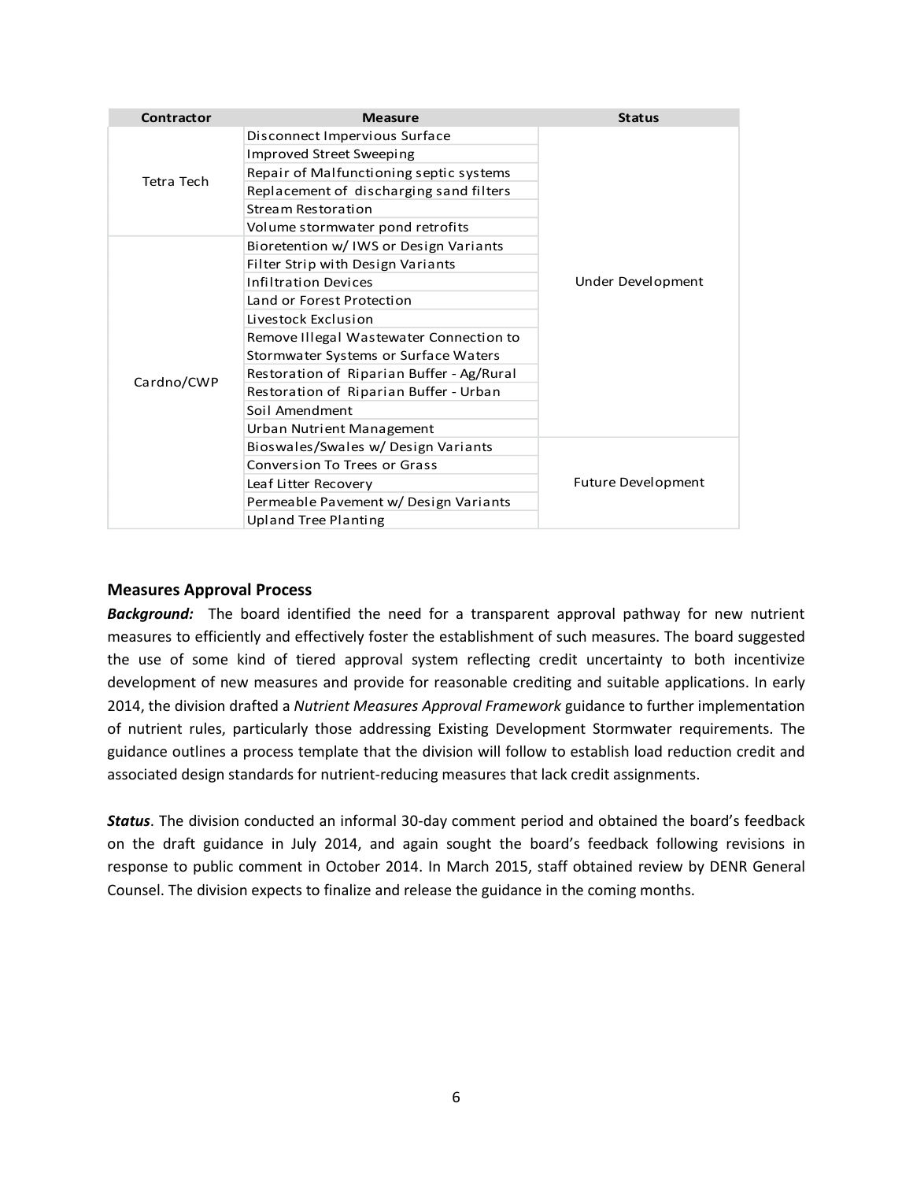| Contractor | Measure | Status |
|---|---|---|
| Tetra Tech | Disconnect Impervious Surface | Under Development |
| | Improved Street Sweeping | |
| | Repair of Malfunctioning septic systems | |
| | Replacement of discharging sand filters | |
| | Stream Restoration | |
| | Volume stormwater pond retrofits | |
| Cardno/CWP | Bioretention w/ IWS or Design Variants | |
| | Filter Strip with Design Variants | |
| | Infiltration Devices | |
| | Land or Forest Protection | |
| | Livestock Exclusion | |
| | Remove Illegal Wastewater Connection to Stormwater Systems or Surface Waters | |
| | Restoration of Riparian Buffer - Ag/Rural | |
| | Restoration of Riparian Buffer - Urban | |
| | Soil Amendment | |
| | Urban Nutrient Management | |
| | Bioswales/Swales w/ Design Variants | Future Development |
| | Conversion To Trees or Grass | |
| | Leaf Litter Recovery | |
| | Permeable Pavement w/ Design Variants | |
| | Upland Tree Planting | |

## Measures Approval Process

***Background:*** The board identified the need for a transparent approval pathway for new nutrient measures to efficiently and effectively foster the establishment of such measures. The board suggested the use of some kind of tiered approval system reflecting credit uncertainty to both incentivize development of new measures and provide for reasonable crediting and suitable applications. In early 2014, the division drafted a *Nutrient Measures Approval Framework* guidance to further implementation of nutrient rules, particularly those addressing Existing Development Stormwater requirements. The guidance outlines a process template that the division will follow to establish load reduction credit and associated design standards for nutrient-reducing measures that lack credit assignments.

***Status***. The division conducted an informal 30-day comment period and obtained the board's feedback on the draft guidance in July 2014, and again sought the board's feedback following revisions in response to public comment in October 2014. In March 2015, staff obtained review by DENR General Counsel. The division expects to finalize and release the guidance in the coming months.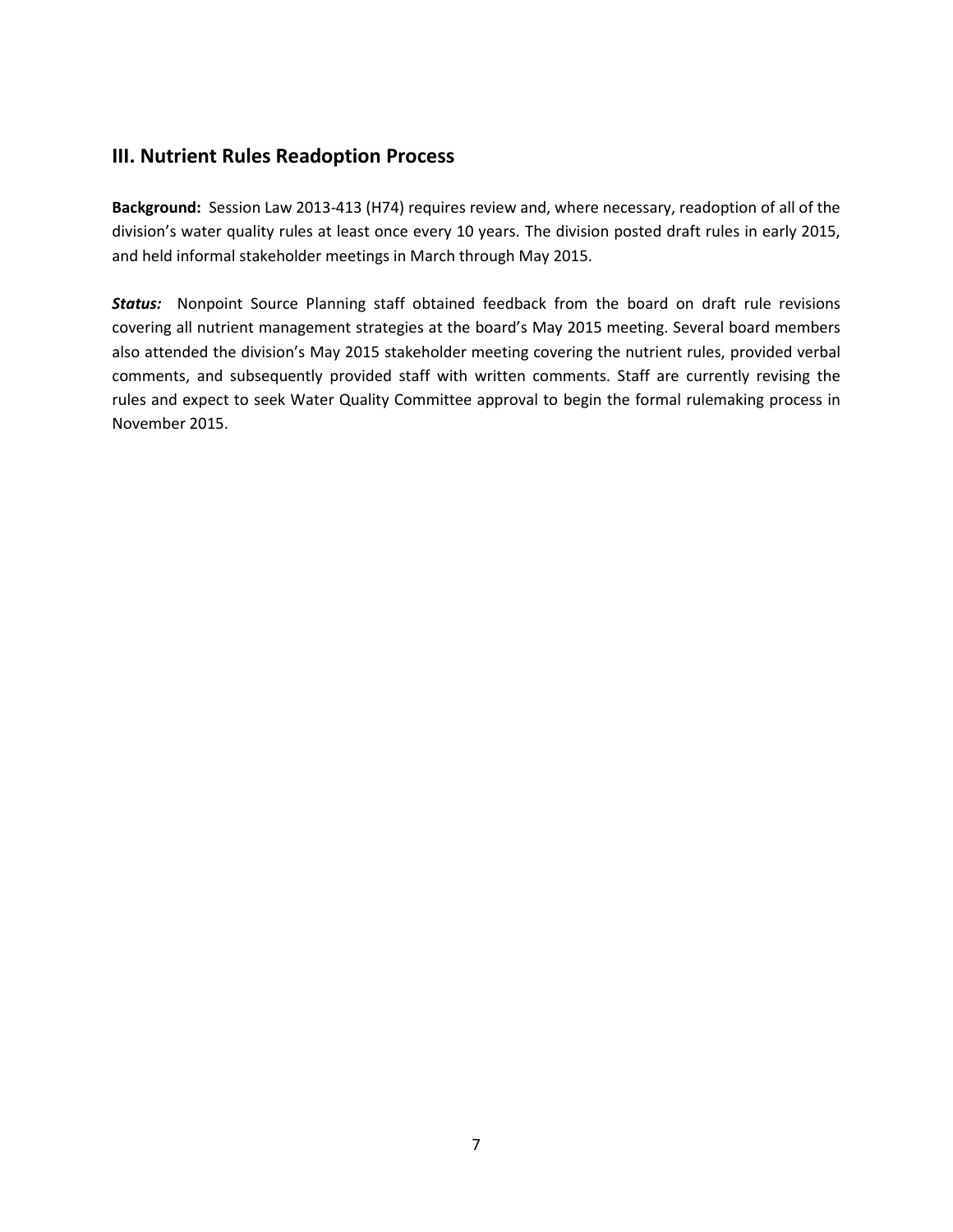## III. Nutrient Rules Readoption Process

**Background:** Session Law 2013-413 (H74) requires review and, where necessary, readoption of all of the division's water quality rules at least once every 10 years. The division posted draft rules in early 2015, and held informal stakeholder meetings in March through May 2015.

***Status:*** Nonpoint Source Planning staff obtained feedback from the board on draft rule revisions covering all nutrient management strategies at the board's May 2015 meeting. Several board members also attended the division's May 2015 stakeholder meeting covering the nutrient rules, provided verbal comments, and subsequently provided staff with written comments. Staff are currently revising the rules and expect to seek Water Quality Committee approval to begin the formal rulemaking process in November 2015.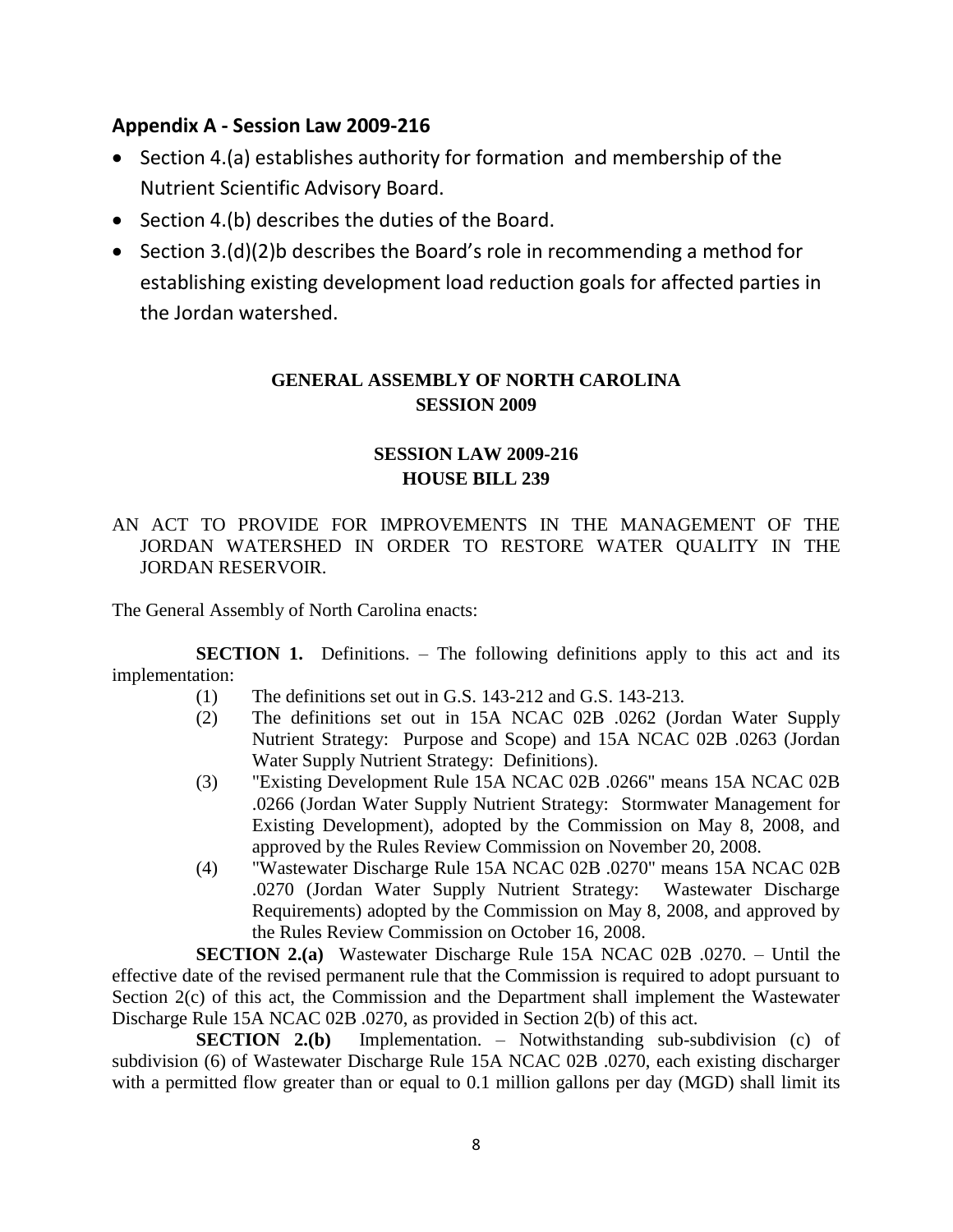## Appendix A - Session Law 2009-216

- Section 4.(a) establishes authority for formation and membership of the Nutrient Scientific Advisory Board.
- Section 4.(b) describes the duties of the Board.
- Section 3.(d)(2)b describes the Board's role in recommending a method for establishing existing development load reduction goals for affected parties in the Jordan watershed.

**GENERAL ASSEMBLY OF NORTH CAROLINA**
**SESSION 2009**

**SESSION LAW 2009-216**
**HOUSE BILL 239**

AN ACT TO PROVIDE FOR IMPROVEMENTS IN THE MANAGEMENT OF THE JORDAN WATERSHED IN ORDER TO RESTORE WATER QUALITY IN THE JORDAN RESERVOIR.

The General Assembly of North Carolina enacts:

**SECTION 1.** Definitions. – The following definitions apply to this act and its implementation:

(1) The definitions set out in G.S. 143-212 and G.S. 143-213.

(2) The definitions set out in 15A NCAC 02B .0262 (Jordan Water Supply Nutrient Strategy: Purpose and Scope) and 15A NCAC 02B .0263 (Jordan Water Supply Nutrient Strategy: Definitions).

(3) "Existing Development Rule 15A NCAC 02B .0266" means 15A NCAC 02B .0266 (Jordan Water Supply Nutrient Strategy: Stormwater Management for Existing Development), adopted by the Commission on May 8, 2008, and approved by the Rules Review Commission on November 20, 2008.

(4) "Wastewater Discharge Rule 15A NCAC 02B .0270" means 15A NCAC 02B .0270 (Jordan Water Supply Nutrient Strategy: Wastewater Discharge Requirements) adopted by the Commission on May 8, 2008, and approved by the Rules Review Commission on October 16, 2008.

**SECTION 2.(a)** Wastewater Discharge Rule 15A NCAC 02B .0270. – Until the effective date of the revised permanent rule that the Commission is required to adopt pursuant to Section 2(c) of this act, the Commission and the Department shall implement the Wastewater Discharge Rule 15A NCAC 02B .0270, as provided in Section 2(b) of this act.

**SECTION 2.(b)** Implementation. – Notwithstanding sub-subdivision (c) of subdivision (6) of Wastewater Discharge Rule 15A NCAC 02B .0270, each existing discharger with a permitted flow greater than or equal to 0.1 million gallons per day (MGD) shall limit its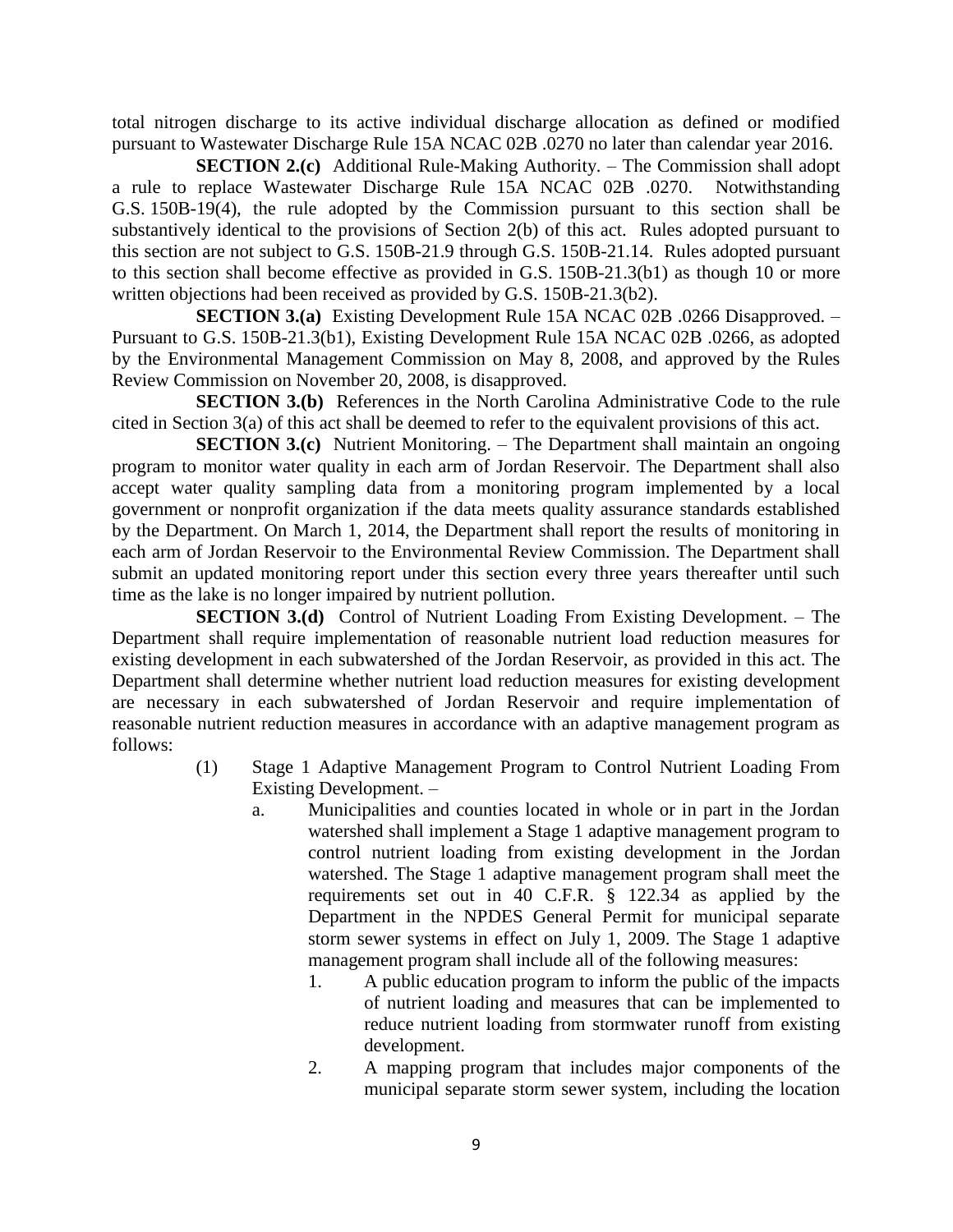total nitrogen discharge to its active individual discharge allocation as defined or modified pursuant to Wastewater Discharge Rule 15A NCAC 02B .0270 no later than calendar year 2016.

**SECTION 2.(c)** Additional Rule-Making Authority. – The Commission shall adopt a rule to replace Wastewater Discharge Rule 15A NCAC 02B .0270. Notwithstanding G.S. 150B-19(4), the rule adopted by the Commission pursuant to this section shall be substantively identical to the provisions of Section 2(b) of this act. Rules adopted pursuant to this section are not subject to G.S. 150B-21.9 through G.S. 150B-21.14. Rules adopted pursuant to this section shall become effective as provided in G.S. 150B-21.3(b1) as though 10 or more written objections had been received as provided by G.S. 150B-21.3(b2).

**SECTION 3.(a)** Existing Development Rule 15A NCAC 02B .0266 Disapproved. – Pursuant to G.S. 150B-21.3(b1), Existing Development Rule 15A NCAC 02B .0266, as adopted by the Environmental Management Commission on May 8, 2008, and approved by the Rules Review Commission on November 20, 2008, is disapproved.

**SECTION 3.(b)** References in the North Carolina Administrative Code to the rule cited in Section 3(a) of this act shall be deemed to refer to the equivalent provisions of this act.

**SECTION 3.(c)** Nutrient Monitoring. – The Department shall maintain an ongoing program to monitor water quality in each arm of Jordan Reservoir. The Department shall also accept water quality sampling data from a monitoring program implemented by a local government or nonprofit organization if the data meets quality assurance standards established by the Department. On March 1, 2014, the Department shall report the results of monitoring in each arm of Jordan Reservoir to the Environmental Review Commission. The Department shall submit an updated monitoring report under this section every three years thereafter until such time as the lake is no longer impaired by nutrient pollution.

**SECTION 3.(d)** Control of Nutrient Loading From Existing Development. – The Department shall require implementation of reasonable nutrient load reduction measures for existing development in each subwatershed of the Jordan Reservoir, as provided in this act. The Department shall determine whether nutrient load reduction measures for existing development are necessary in each subwatershed of Jordan Reservoir and require implementation of reasonable nutrient reduction measures in accordance with an adaptive management program as follows:

(1) Stage 1 Adaptive Management Program to Control Nutrient Loading From Existing Development. –

   a. Municipalities and counties located in whole or in part in the Jordan watershed shall implement a Stage 1 adaptive management program to control nutrient loading from existing development in the Jordan watershed. The Stage 1 adaptive management program shall meet the requirements set out in 40 C.F.R. § 122.34 as applied by the Department in the NPDES General Permit for municipal separate storm sewer systems in effect on July 1, 2009. The Stage 1 adaptive management program shall include all of the following measures:

      1. A public education program to inform the public of the impacts of nutrient loading and measures that can be implemented to reduce nutrient loading from stormwater runoff from existing development.

      2. A mapping program that includes major components of the municipal separate storm sewer system, including the location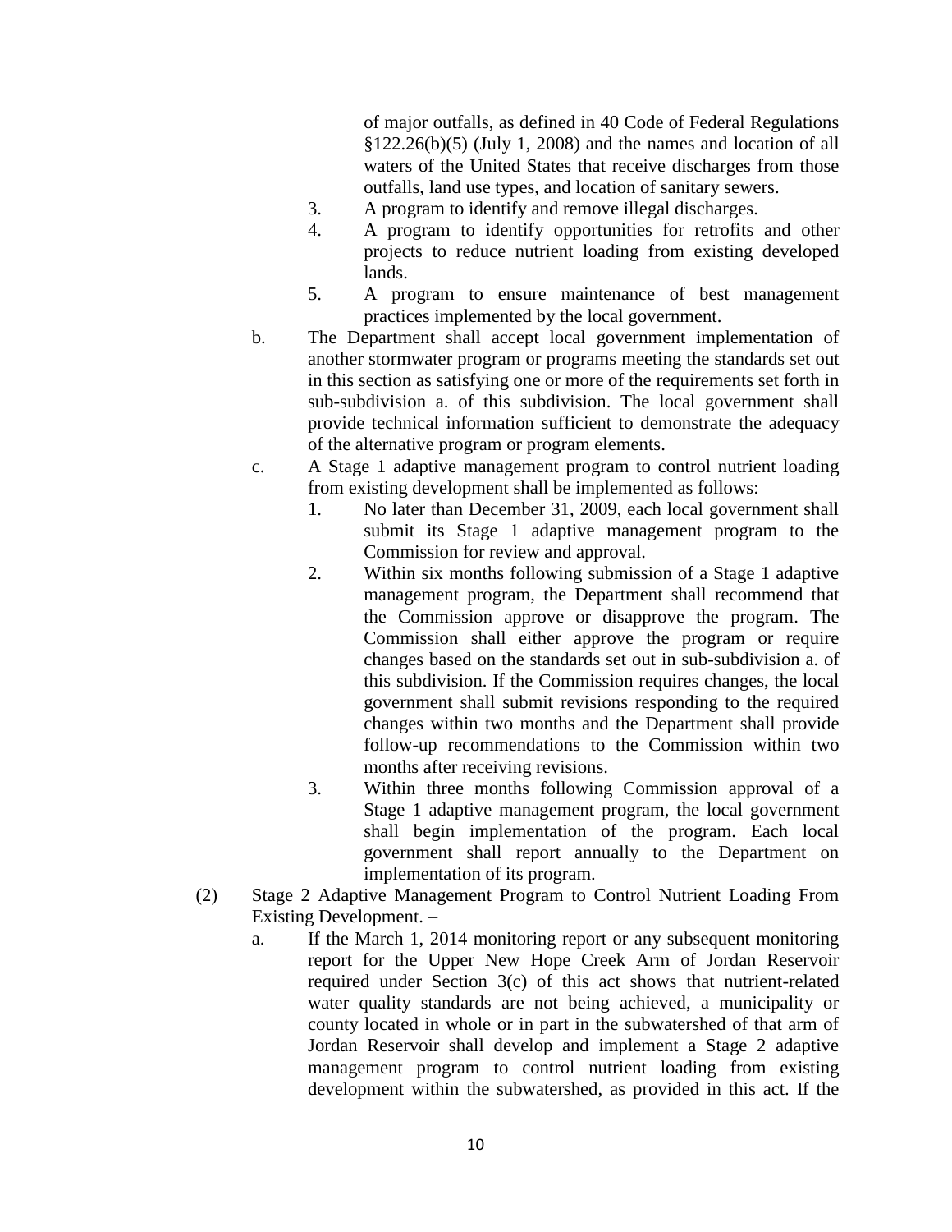of major outfalls, as defined in 40 Code of Federal Regulations §122.26(b)(5) (July 1, 2008) and the names and location of all waters of the United States that receive discharges from those outfalls, land use types, and location of sanitary sewers.

3. A program to identify and remove illegal discharges.
4. A program to identify opportunities for retrofits and other projects to reduce nutrient loading from existing developed lands.
5. A program to ensure maintenance of best management practices implemented by the local government.

b. The Department shall accept local government implementation of another stormwater program or programs meeting the standards set out in this section as satisfying one or more of the requirements set forth in sub-subdivision a. of this subdivision. The local government shall provide technical information sufficient to demonstrate the adequacy of the alternative program or program elements.

c. A Stage 1 adaptive management program to control nutrient loading from existing development shall be implemented as follows:

1. No later than December 31, 2009, each local government shall submit its Stage 1 adaptive management program to the Commission for review and approval.
2. Within six months following submission of a Stage 1 adaptive management program, the Department shall recommend that the Commission approve or disapprove the program. The Commission shall either approve the program or require changes based on the standards set out in sub-subdivision a. of this subdivision. If the Commission requires changes, the local government shall submit revisions responding to the required changes within two months and the Department shall provide follow-up recommendations to the Commission within two months after receiving revisions.
3. Within three months following Commission approval of a Stage 1 adaptive management program, the local government shall begin implementation of the program. Each local government shall report annually to the Department on implementation of its program.

(2) Stage 2 Adaptive Management Program to Control Nutrient Loading From Existing Development. –

a. If the March 1, 2014 monitoring report or any subsequent monitoring report for the Upper New Hope Creek Arm of Jordan Reservoir required under Section 3(c) of this act shows that nutrient-related water quality standards are not being achieved, a municipality or county located in whole or in part in the subwatershed of that arm of Jordan Reservoir shall develop and implement a Stage 2 adaptive management program to control nutrient loading from existing development within the subwatershed, as provided in this act. If the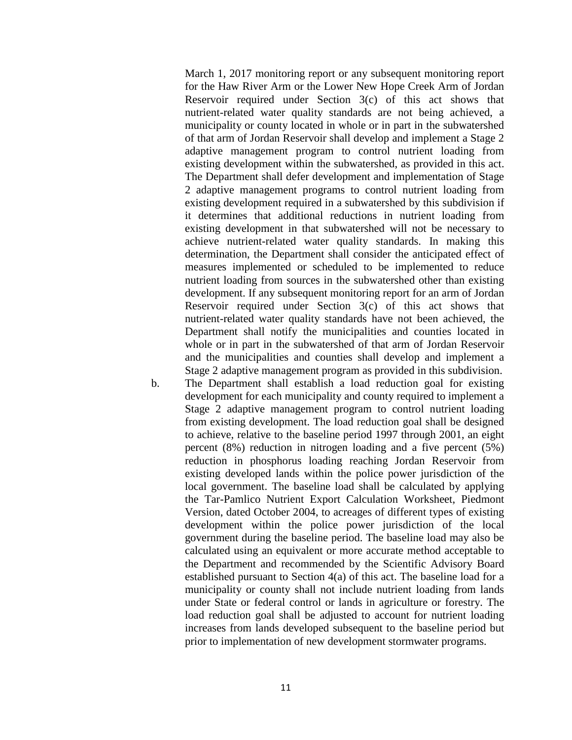March 1, 2017 monitoring report or any subsequent monitoring report for the Haw River Arm or the Lower New Hope Creek Arm of Jordan Reservoir required under Section 3(c) of this act shows that nutrient-related water quality standards are not being achieved, a municipality or county located in whole or in part in the subwatershed of that arm of Jordan Reservoir shall develop and implement a Stage 2 adaptive management program to control nutrient loading from existing development within the subwatershed, as provided in this act. The Department shall defer development and implementation of Stage 2 adaptive management programs to control nutrient loading from existing development required in a subwatershed by this subdivision if it determines that additional reductions in nutrient loading from existing development in that subwatershed will not be necessary to achieve nutrient-related water quality standards. In making this determination, the Department shall consider the anticipated effect of measures implemented or scheduled to be implemented to reduce nutrient loading from sources in the subwatershed other than existing development. If any subsequent monitoring report for an arm of Jordan Reservoir required under Section 3(c) of this act shows that nutrient-related water quality standards have not been achieved, the Department shall notify the municipalities and counties located in whole or in part in the subwatershed of that arm of Jordan Reservoir and the municipalities and counties shall develop and implement a Stage 2 adaptive management program as provided in this subdivision.

b. The Department shall establish a load reduction goal for existing development for each municipality and county required to implement a Stage 2 adaptive management program to control nutrient loading from existing development. The load reduction goal shall be designed to achieve, relative to the baseline period 1997 through 2001, an eight percent (8%) reduction in nitrogen loading and a five percent (5%) reduction in phosphorus loading reaching Jordan Reservoir from existing developed lands within the police power jurisdiction of the local government. The baseline load shall be calculated by applying the Tar-Pamlico Nutrient Export Calculation Worksheet, Piedmont Version, dated October 2004, to acreages of different types of existing development within the police power jurisdiction of the local government during the baseline period. The baseline load may also be calculated using an equivalent or more accurate method acceptable to the Department and recommended by the Scientific Advisory Board established pursuant to Section 4(a) of this act. The baseline load for a municipality or county shall not include nutrient loading from lands under State or federal control or lands in agriculture or forestry. The load reduction goal shall be adjusted to account for nutrient loading increases from lands developed subsequent to the baseline period but prior to implementation of new development stormwater programs.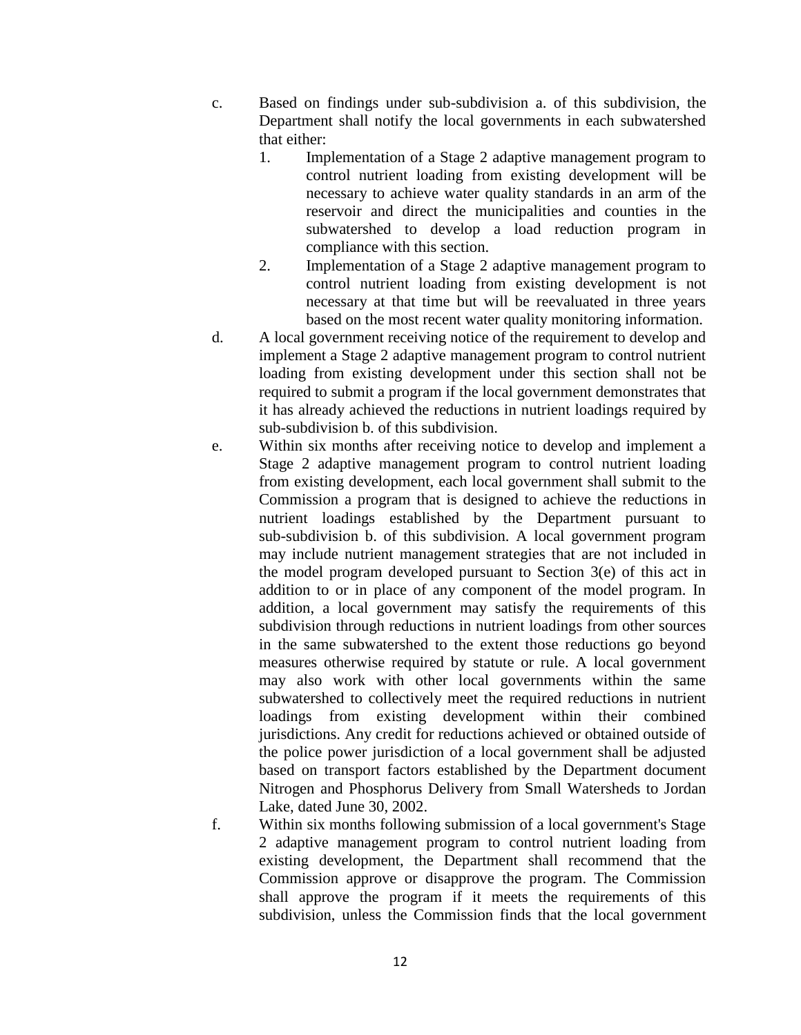c. Based on findings under sub-subdivision a. of this subdivision, the Department shall notify the local governments in each subwatershed that either:

   1. Implementation of a Stage 2 adaptive management program to control nutrient loading from existing development will be necessary to achieve water quality standards in an arm of the reservoir and direct the municipalities and counties in the subwatershed to develop a load reduction program in compliance with this section.
   2. Implementation of a Stage 2 adaptive management program to control nutrient loading from existing development is not necessary at that time but will be reevaluated in three years based on the most recent water quality monitoring information.

d. A local government receiving notice of the requirement to develop and implement a Stage 2 adaptive management program to control nutrient loading from existing development under this section shall not be required to submit a program if the local government demonstrates that it has already achieved the reductions in nutrient loadings required by sub-subdivision b. of this subdivision.

e. Within six months after receiving notice to develop and implement a Stage 2 adaptive management program to control nutrient loading from existing development, each local government shall submit to the Commission a program that is designed to achieve the reductions in nutrient loadings established by the Department pursuant to sub-subdivision b. of this subdivision. A local government program may include nutrient management strategies that are not included in the model program developed pursuant to Section 3(e) of this act in addition to or in place of any component of the model program. In addition, a local government may satisfy the requirements of this subdivision through reductions in nutrient loadings from other sources in the same subwatershed to the extent those reductions go beyond measures otherwise required by statute or rule. A local government may also work with other local governments within the same subwatershed to collectively meet the required reductions in nutrient loadings from existing development within their combined jurisdictions. Any credit for reductions achieved or obtained outside of the police power jurisdiction of a local government shall be adjusted based on transport factors established by the Department document Nitrogen and Phosphorus Delivery from Small Watersheds to Jordan Lake, dated June 30, 2002.

f. Within six months following submission of a local government's Stage 2 adaptive management program to control nutrient loading from existing development, the Department shall recommend that the Commission approve or disapprove the program. The Commission shall approve the program if it meets the requirements of this subdivision, unless the Commission finds that the local government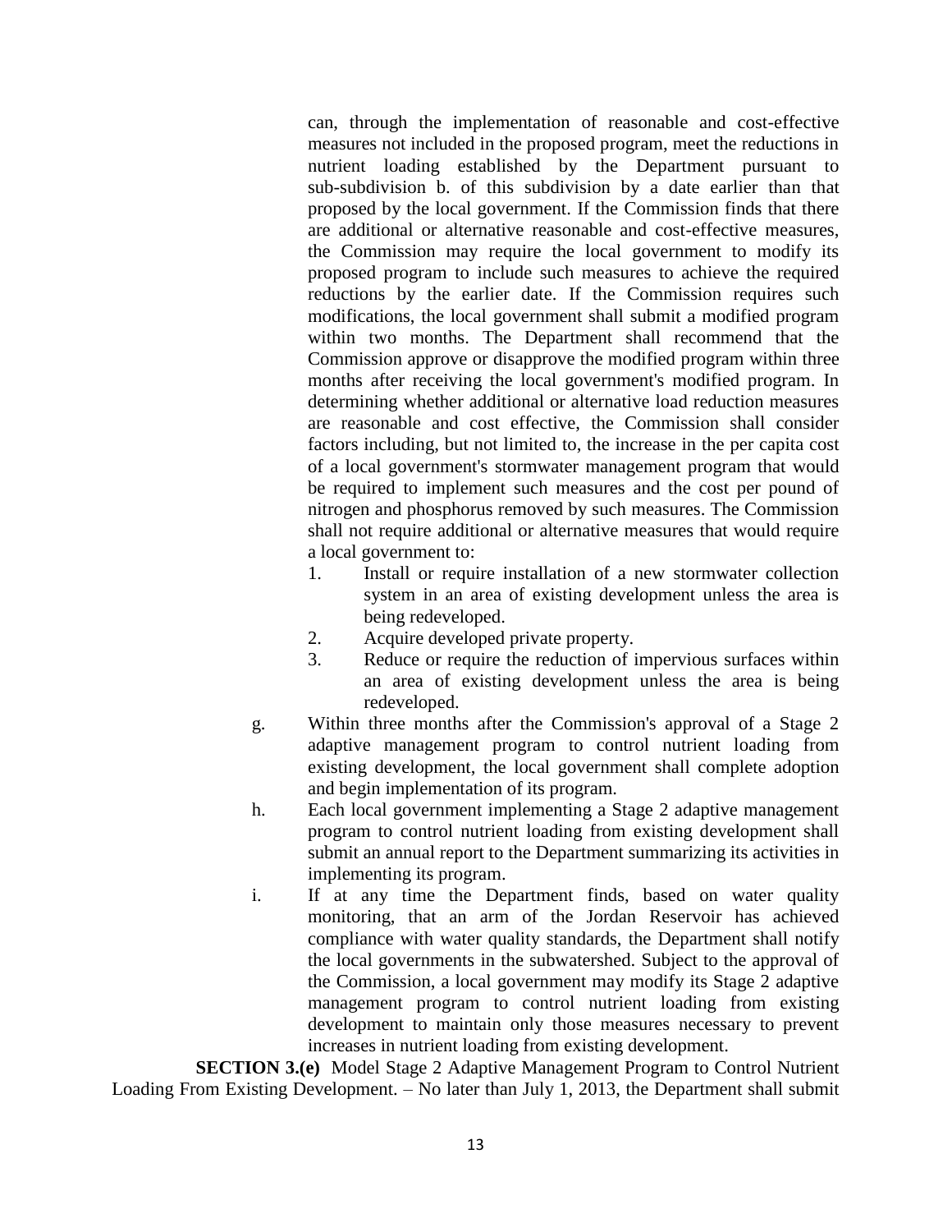can, through the implementation of reasonable and cost-effective measures not included in the proposed program, meet the reductions in nutrient loading established by the Department pursuant to sub-subdivision b. of this subdivision by a date earlier than that proposed by the local government. If the Commission finds that there are additional or alternative reasonable and cost-effective measures, the Commission may require the local government to modify its proposed program to include such measures to achieve the required reductions by the earlier date. If the Commission requires such modifications, the local government shall submit a modified program within two months. The Department shall recommend that the Commission approve or disapprove the modified program within three months after receiving the local government's modified program. In determining whether additional or alternative load reduction measures are reasonable and cost effective, the Commission shall consider factors including, but not limited to, the increase in the per capita cost of a local government's stormwater management program that would be required to implement such measures and the cost per pound of nitrogen and phosphorus removed by such measures. The Commission shall not require additional or alternative measures that would require a local government to:

1. Install or require installation of a new stormwater collection system in an area of existing development unless the area is being redeveloped.
2. Acquire developed private property.
3. Reduce or require the reduction of impervious surfaces within an area of existing development unless the area is being redeveloped.

g. Within three months after the Commission's approval of a Stage 2 adaptive management program to control nutrient loading from existing development, the local government shall complete adoption and begin implementation of its program.

h. Each local government implementing a Stage 2 adaptive management program to control nutrient loading from existing development shall submit an annual report to the Department summarizing its activities in implementing its program.

i. If at any time the Department finds, based on water quality monitoring, that an arm of the Jordan Reservoir has achieved compliance with water quality standards, the Department shall notify the local governments in the subwatershed. Subject to the approval of the Commission, a local government may modify its Stage 2 adaptive management program to control nutrient loading from existing development to maintain only those measures necessary to prevent increases in nutrient loading from existing development.

**SECTION 3.(e)** Model Stage 2 Adaptive Management Program to Control Nutrient Loading From Existing Development. – No later than July 1, 2013, the Department shall submit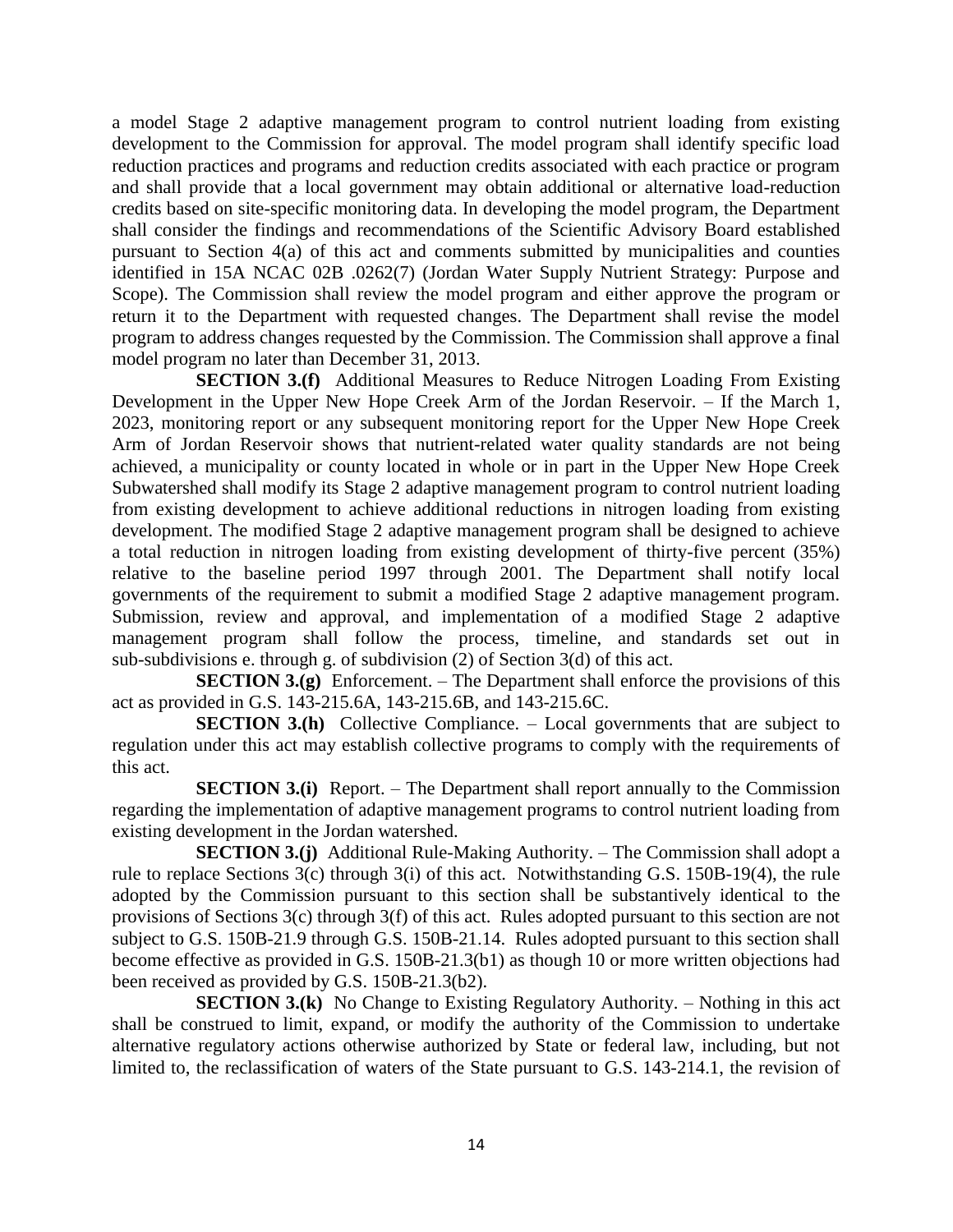a model Stage 2 adaptive management program to control nutrient loading from existing development to the Commission for approval. The model program shall identify specific load reduction practices and programs and reduction credits associated with each practice or program and shall provide that a local government may obtain additional or alternative load-reduction credits based on site-specific monitoring data. In developing the model program, the Department shall consider the findings and recommendations of the Scientific Advisory Board established pursuant to Section 4(a) of this act and comments submitted by municipalities and counties identified in 15A NCAC 02B .0262(7) (Jordan Water Supply Nutrient Strategy: Purpose and Scope). The Commission shall review the model program and either approve the program or return it to the Department with requested changes. The Department shall revise the model program to address changes requested by the Commission. The Commission shall approve a final model program no later than December 31, 2013.

**SECTION 3.(f)** Additional Measures to Reduce Nitrogen Loading From Existing Development in the Upper New Hope Creek Arm of the Jordan Reservoir. – If the March 1, 2023, monitoring report or any subsequent monitoring report for the Upper New Hope Creek Arm of Jordan Reservoir shows that nutrient-related water quality standards are not being achieved, a municipality or county located in whole or in part in the Upper New Hope Creek Subwatershed shall modify its Stage 2 adaptive management program to control nutrient loading from existing development to achieve additional reductions in nitrogen loading from existing development. The modified Stage 2 adaptive management program shall be designed to achieve a total reduction in nitrogen loading from existing development of thirty-five percent (35%) relative to the baseline period 1997 through 2001. The Department shall notify local governments of the requirement to submit a modified Stage 2 adaptive management program. Submission, review and approval, and implementation of a modified Stage 2 adaptive management program shall follow the process, timeline, and standards set out in sub-subdivisions e. through g. of subdivision (2) of Section 3(d) of this act.

**SECTION 3.(g)** Enforcement. – The Department shall enforce the provisions of this act as provided in G.S. 143-215.6A, 143-215.6B, and 143-215.6C.

**SECTION 3.(h)** Collective Compliance. – Local governments that are subject to regulation under this act may establish collective programs to comply with the requirements of this act.

**SECTION 3.(i)** Report. – The Department shall report annually to the Commission regarding the implementation of adaptive management programs to control nutrient loading from existing development in the Jordan watershed.

**SECTION 3.(j)** Additional Rule-Making Authority. – The Commission shall adopt a rule to replace Sections 3(c) through 3(i) of this act. Notwithstanding G.S. 150B-19(4), the rule adopted by the Commission pursuant to this section shall be substantively identical to the provisions of Sections 3(c) through 3(f) of this act. Rules adopted pursuant to this section are not subject to G.S. 150B-21.9 through G.S. 150B-21.14. Rules adopted pursuant to this section shall become effective as provided in G.S. 150B-21.3(b1) as though 10 or more written objections had been received as provided by G.S. 150B-21.3(b2).

**SECTION 3.(k)** No Change to Existing Regulatory Authority. – Nothing in this act shall be construed to limit, expand, or modify the authority of the Commission to undertake alternative regulatory actions otherwise authorized by State or federal law, including, but not limited to, the reclassification of waters of the State pursuant to G.S. 143-214.1, the revision of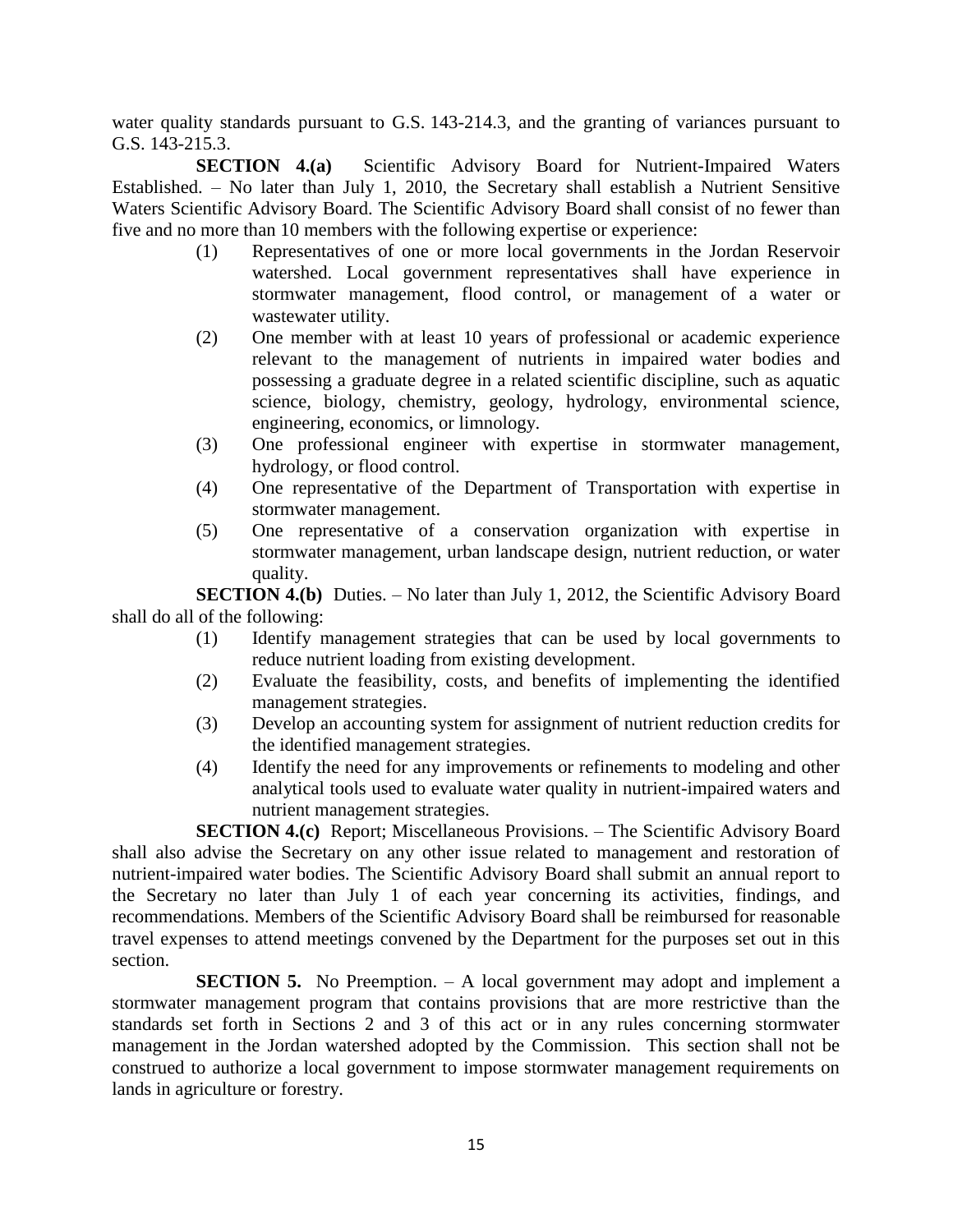water quality standards pursuant to G.S. 143-214.3, and the granting of variances pursuant to G.S. 143-215.3.

**SECTION 4.(a)** Scientific Advisory Board for Nutrient-Impaired Waters Established. – No later than July 1, 2010, the Secretary shall establish a Nutrient Sensitive Waters Scientific Advisory Board. The Scientific Advisory Board shall consist of no fewer than five and no more than 10 members with the following expertise or experience:

(1) Representatives of one or more local governments in the Jordan Reservoir watershed. Local government representatives shall have experience in stormwater management, flood control, or management of a water or wastewater utility.

(2) One member with at least 10 years of professional or academic experience relevant to the management of nutrients in impaired water bodies and possessing a graduate degree in a related scientific discipline, such as aquatic science, biology, chemistry, geology, hydrology, environmental science, engineering, economics, or limnology.

(3) One professional engineer with expertise in stormwater management, hydrology, or flood control.

(4) One representative of the Department of Transportation with expertise in stormwater management.

(5) One representative of a conservation organization with expertise in stormwater management, urban landscape design, nutrient reduction, or water quality.

**SECTION 4.(b)** Duties. – No later than July 1, 2012, the Scientific Advisory Board shall do all of the following:

(1) Identify management strategies that can be used by local governments to reduce nutrient loading from existing development.

(2) Evaluate the feasibility, costs, and benefits of implementing the identified management strategies.

(3) Develop an accounting system for assignment of nutrient reduction credits for the identified management strategies.

(4) Identify the need for any improvements or refinements to modeling and other analytical tools used to evaluate water quality in nutrient-impaired waters and nutrient management strategies.

**SECTION 4.(c)** Report; Miscellaneous Provisions. – The Scientific Advisory Board shall also advise the Secretary on any other issue related to management and restoration of nutrient-impaired water bodies. The Scientific Advisory Board shall submit an annual report to the Secretary no later than July 1 of each year concerning its activities, findings, and recommendations. Members of the Scientific Advisory Board shall be reimbursed for reasonable travel expenses to attend meetings convened by the Department for the purposes set out in this section.

**SECTION 5.** No Preemption. – A local government may adopt and implement a stormwater management program that contains provisions that are more restrictive than the standards set forth in Sections 2 and 3 of this act or in any rules concerning stormwater management in the Jordan watershed adopted by the Commission. This section shall not be construed to authorize a local government to impose stormwater management requirements on lands in agriculture or forestry.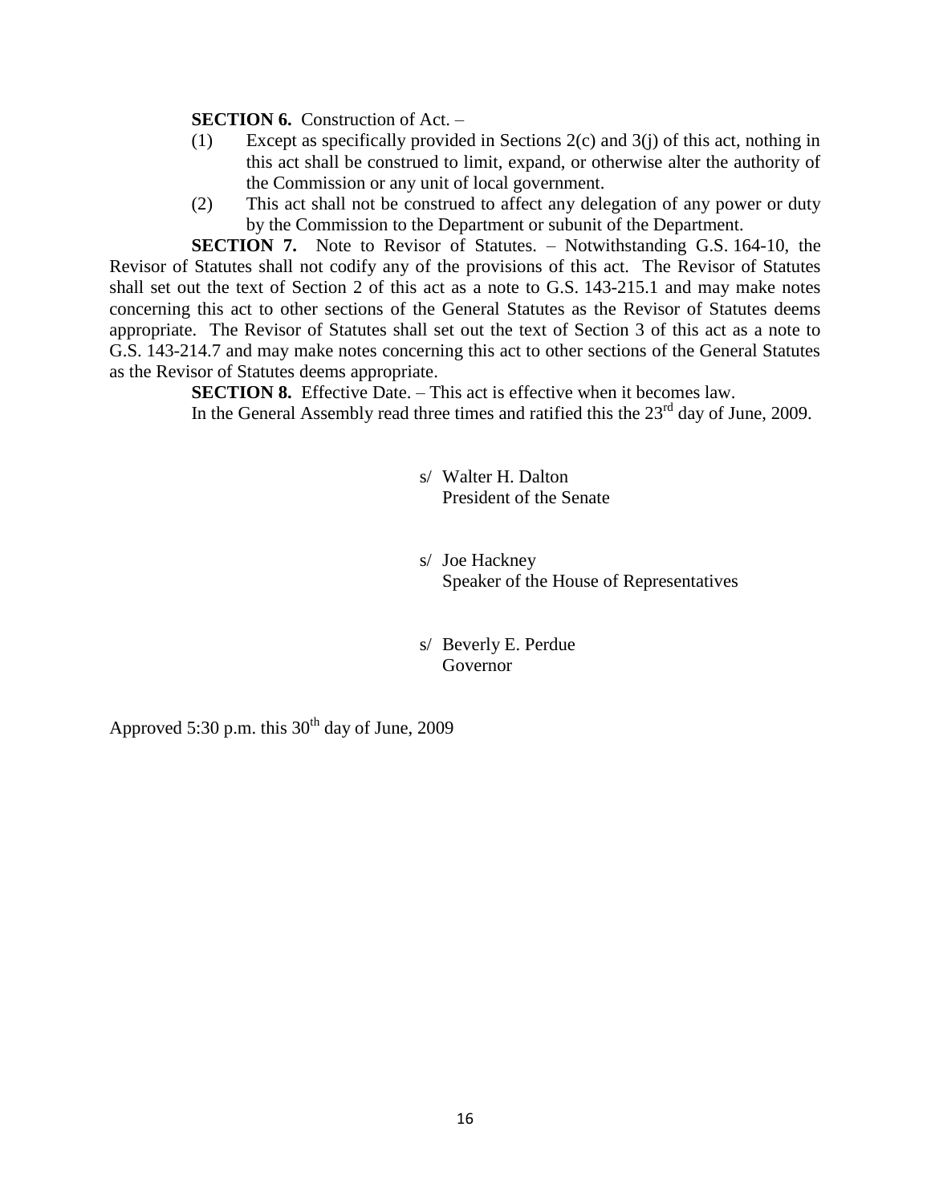**SECTION 6.** Construction of Act. –

(1) Except as specifically provided in Sections 2(c) and 3(j) of this act, nothing in this act shall be construed to limit, expand, or otherwise alter the authority of the Commission or any unit of local government.

(2) This act shall not be construed to affect any delegation of any power or duty by the Commission to the Department or subunit of the Department.

**SECTION 7.** Note to Revisor of Statutes. – Notwithstanding G.S. 164-10, the Revisor of Statutes shall not codify any of the provisions of this act. The Revisor of Statutes shall set out the text of Section 2 of this act as a note to G.S. 143-215.1 and may make notes concerning this act to other sections of the General Statutes as the Revisor of Statutes deems appropriate. The Revisor of Statutes shall set out the text of Section 3 of this act as a note to G.S. 143-214.7 and may make notes concerning this act to other sections of the General Statutes as the Revisor of Statutes deems appropriate.

**SECTION 8.** Effective Date. – This act is effective when it becomes law.

In the General Assembly read three times and ratified this the 23rd day of June, 2009.

s/ Walter H. Dalton
President of the Senate

s/ Joe Hackney
Speaker of the House of Representatives

s/ Beverly E. Perdue
Governor

Approved 5:30 p.m. this 30th day of June, 2009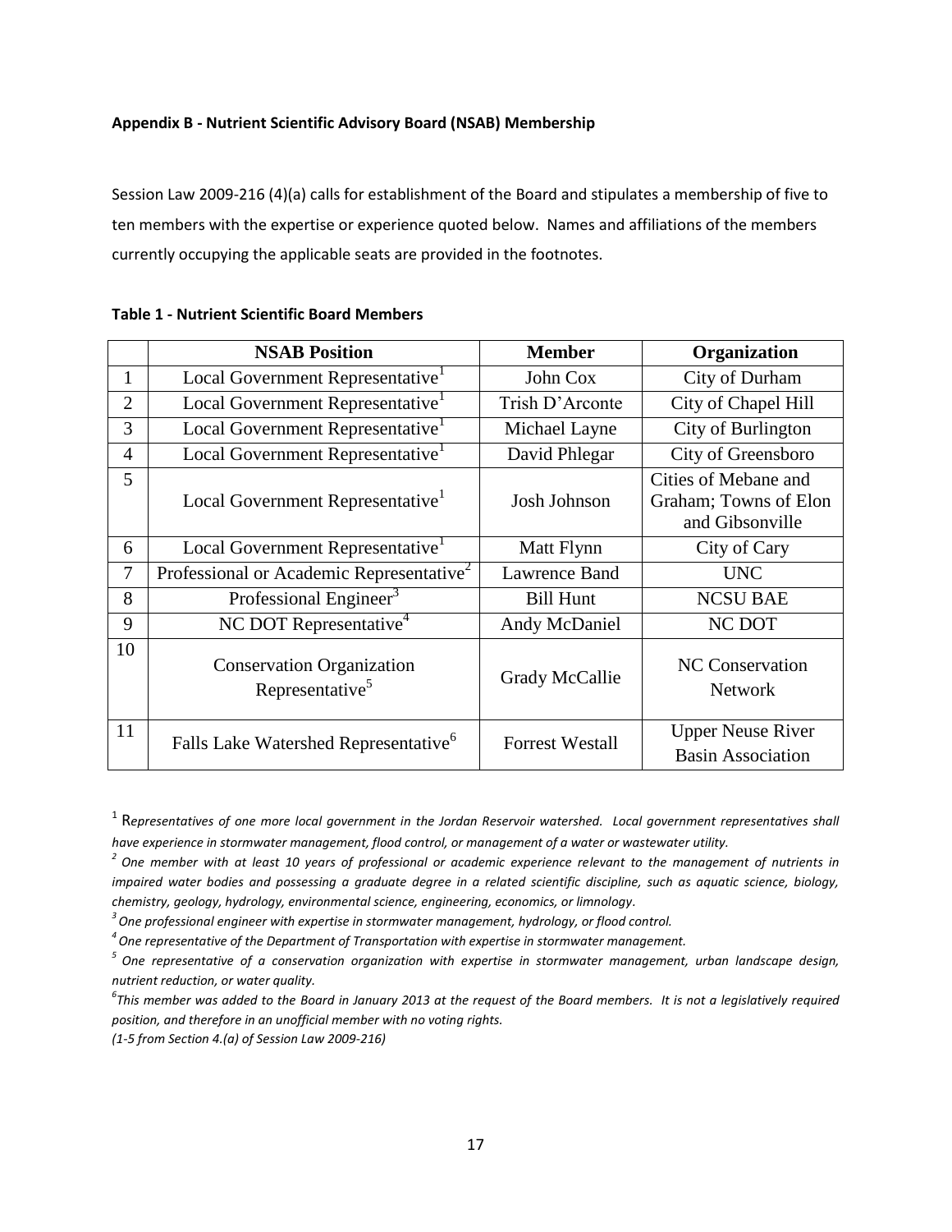**Appendix B - Nutrient Scientific Advisory Board (NSAB) Membership**

Session Law 2009-216 (4)(a) calls for establishment of the Board and stipulates a membership of five to ten members with the expertise or experience quoted below. Names and affiliations of the members currently occupying the applicable seats are provided in the footnotes.

**Table 1 - Nutrient Scientific Board Members**

| | NSAB Position | Member | Organization |
|---|---|---|---|
| 1 | Local Government Representative[1] | John Cox | City of Durham |
| 2 | Local Government Representative[1] | Trish D'Arconte | City of Chapel Hill |
| 3 | Local Government Representative[1] | Michael Layne | City of Burlington |
| 4 | Local Government Representative[1] | David Phlegar | City of Greensboro |
| 5 | Local Government Representative[1] | Josh Johnson | Cities of Mebane and Graham; Towns of Elon and Gibsonville |
| 6 | Local Government Representative[1] | Matt Flynn | City of Cary |
| 7 | Professional or Academic Representative[2] | Lawrence Band | UNC |
| 8 | Professional Engineer[3] | Bill Hunt | NCSU BAE |
| 9 | NC DOT Representative[4] | Andy McDaniel | NC DOT |
| 10 | Conservation Organization Representative[5] | Grady McCallie | NC Conservation Network |
| 11 | Falls Lake Watershed Representative[6] | Forrest Westall | Upper Neuse River Basin Association |

[1] R*epresentatives of one more local government in the Jordan Reservoir watershed. Local government representatives shall have experience in stormwater management, flood control, or management of a water or wastewater utility.*

[2] *One member with at least 10 years of professional or academic experience relevant to the management of nutrients in impaired water bodies and possessing a graduate degree in a related scientific discipline, such as aquatic science, biology, chemistry, geology, hydrology, environmental science, engineering, economics, or limnology.*

[3] *One professional engineer with expertise in stormwater management, hydrology, or flood control.*

[4] *One representative of the Department of Transportation with expertise in stormwater management.*

[5] *One representative of a conservation organization with expertise in stormwater management, urban landscape design, nutrient reduction, or water quality.*

[6] *This member was added to the Board in January 2013 at the request of the Board members. It is not a legislatively required position, and therefore in an unofficial member with no voting rights.*

*(1-5 from Section 4.(a) of Session Law 2009-216)*